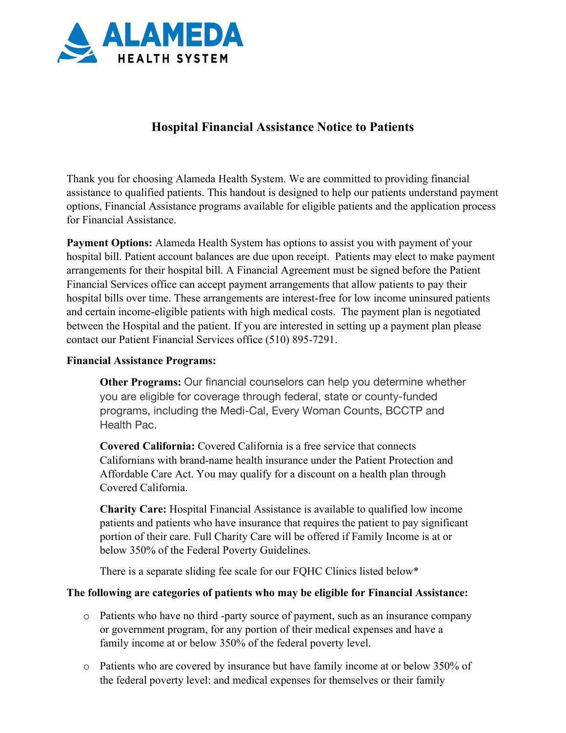**ALAMEDA**
**HEALTH SYSTEM**

# Hospital Financial Assistance Notice to Patients

Thank you for choosing Alameda Health System. We are committed to providing financial assistance to qualified patients. This handout is designed to help our patients understand payment options, Financial Assistance programs available for eligible patients and the application process for Financial Assistance.

**Payment Options:** Alameda Health System has options to assist you with payment of your hospital bill. Patient account balances are due upon receipt. Patients may elect to make payment arrangements for their hospital bill. A Financial Agreement must be signed before the Patient Financial Services office can accept payment arrangements that allow patients to pay their hospital bills over time. These arrangements are interest-free for low income uninsured patients and certain income-eligible patients with high medical costs. The payment plan is negotiated between the Hospital and the patient. If you are interested in setting up a payment plan please contact our Patient Financial Services office (510) 895-7291.

**Financial Assistance Programs:**

> **Other Programs:** Our financial counselors can help you determine whether you are eligible for coverage through federal, state or county-funded programs, including the Medi-Cal, Every Woman Counts, BCCTP and Health Pac.
>
> **Covered California:** Covered California is a free service that connects Californians with brand-name health insurance under the Patient Protection and Affordable Care Act. You may qualify for a discount on a health plan through Covered California.
>
> **Charity Care:** Hospital Financial Assistance is available to qualified low income patients and patients who have insurance that requires the patient to pay significant portion of their care. Full Charity Care will be offered if Family Income is at or below 350% of the Federal Poverty Guidelines.
>
> There is a separate sliding fee scale for our FQHC Clinics listed below*

**The following are categories of patients who may be eligible for Financial Assistance:**

- Patients who have no third -party source of payment, such as an insurance company or government program, for any portion of their medical expenses and have a family income at or below 350% of the federal poverty level.
- Patients who are covered by insurance but have family income at or below 350% of the federal poverty level: and medical expenses for themselves or their family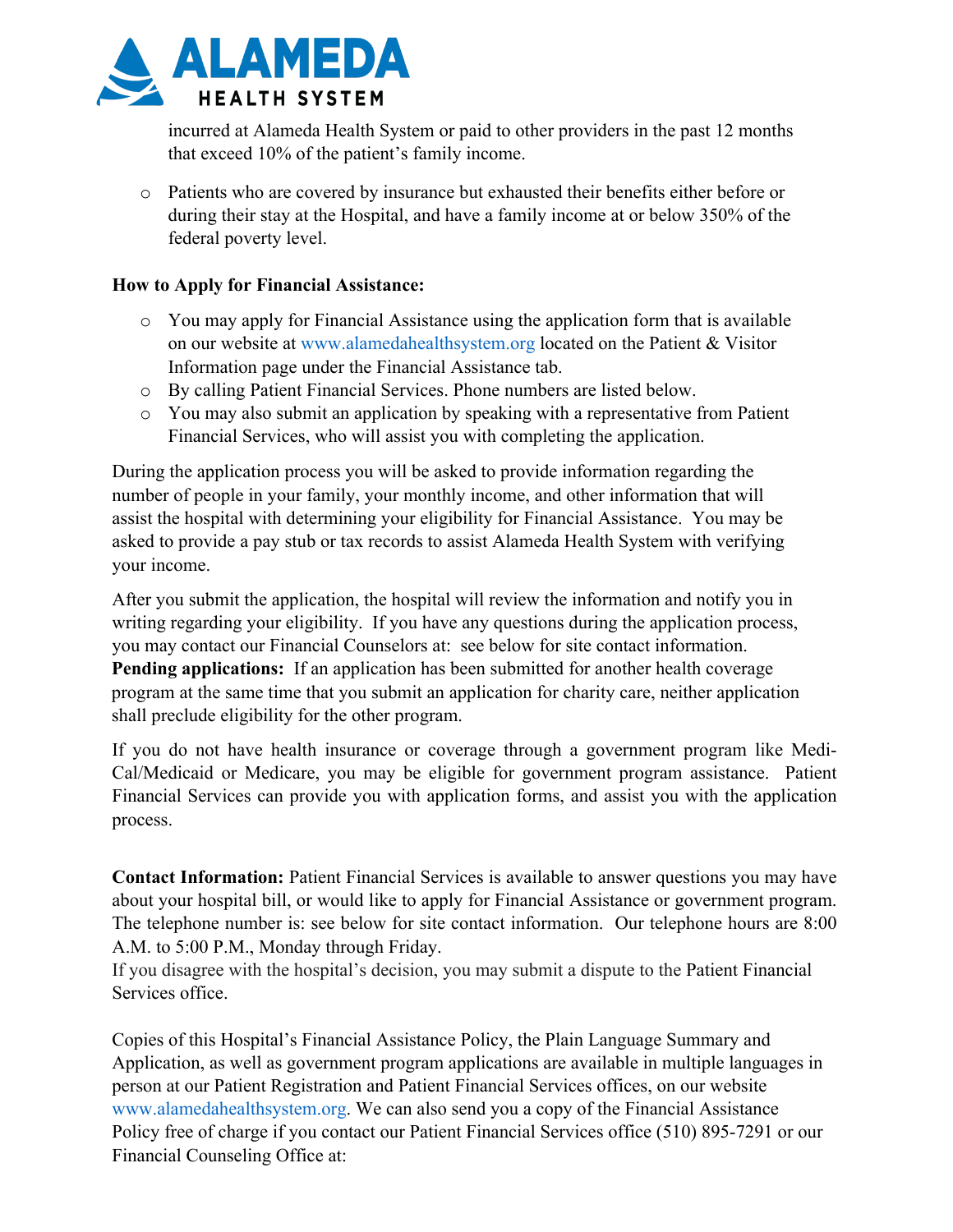incurred at Alameda Health System or paid to other providers in the past 12 months that exceed 10% of the patient's family income.

- Patients who are covered by insurance but exhausted their benefits either before or during their stay at the Hospital, and have a family income at or below 350% of the federal poverty level.

**How to Apply for Financial Assistance:**

- You may apply for Financial Assistance using the application form that is available on our website at www.alamedahealthsystem.org located on the Patient & Visitor Information page under the Financial Assistance tab.
- By calling Patient Financial Services. Phone numbers are listed below.
- You may also submit an application by speaking with a representative from Patient Financial Services, who will assist you with completing the application.

During the application process you will be asked to provide information regarding the number of people in your family, your monthly income, and other information that will assist the hospital with determining your eligibility for Financial Assistance. You may be asked to provide a pay stub or tax records to assist Alameda Health System with verifying your income.

After you submit the application, the hospital will review the information and notify you in writing regarding your eligibility. If you have any questions during the application process, you may contact our Financial Counselors at: see below for site contact information.
**Pending applications:** If an application has been submitted for another health coverage program at the same time that you submit an application for charity care, neither application shall preclude eligibility for the other program.

If you do not have health insurance or coverage through a government program like Medi-Cal/Medicaid or Medicare, you may be eligible for government program assistance. Patient Financial Services can provide you with application forms, and assist you with the application process.

**Contact Information:** Patient Financial Services is available to answer questions you may have about your hospital bill, or would like to apply for Financial Assistance or government program. The telephone number is: see below for site contact information. Our telephone hours are 8:00 A.M. to 5:00 P.M., Monday through Friday.
If you disagree with the hospital's decision, you may submit a dispute to the Patient Financial Services office.

Copies of this Hospital's Financial Assistance Policy, the Plain Language Summary and Application, as well as government program applications are available in multiple languages in person at our Patient Registration and Patient Financial Services offices, on our website www.alamedahealthsystem.org. We can also send you a copy of the Financial Assistance Policy free of charge if you contact our Patient Financial Services office (510) 895-7291 or our Financial Counseling Office at: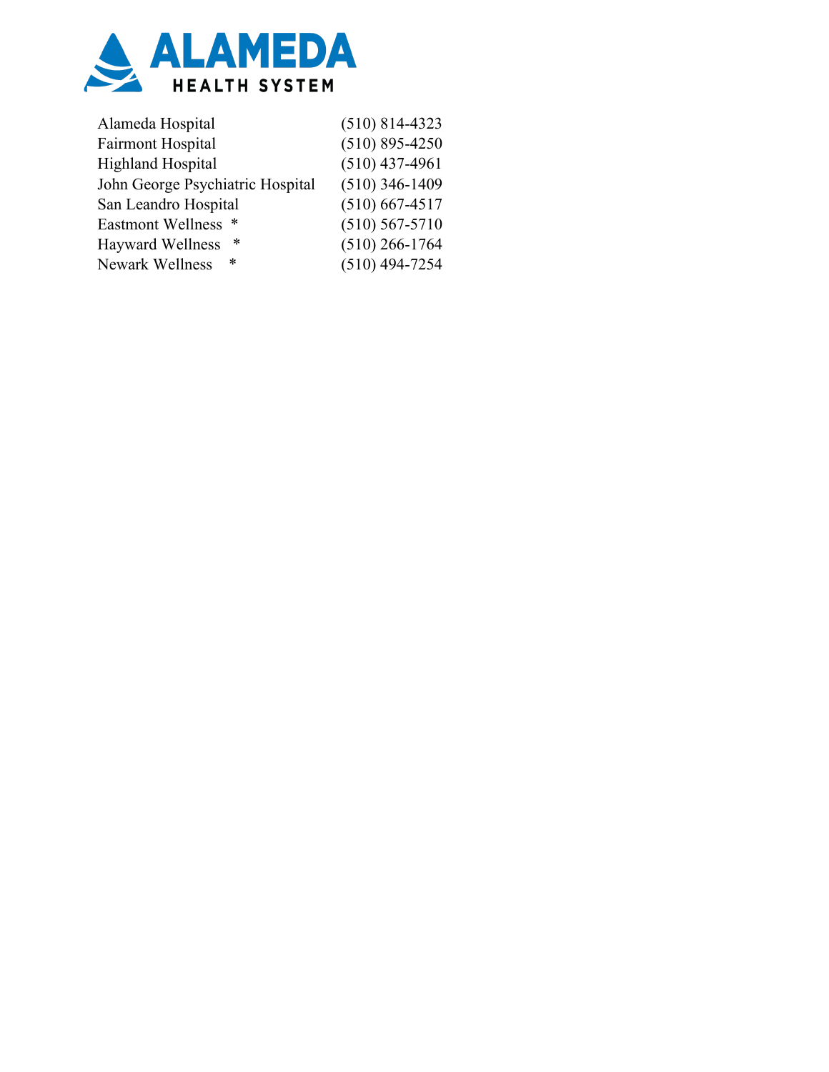ALAMEDA
HEALTH SYSTEM

| | |
|---|---|
| Alameda Hospital | (510) 814-4323 |
| Fairmont Hospital | (510) 895-4250 |
| Highland Hospital | (510) 437-4961 |
| John George Psychiatric Hospital | (510) 346-1409 |
| San Leandro Hospital | (510) 667-4517 |
| Eastmont Wellness * | (510) 567-5710 |
| Hayward Wellness * | (510) 266-1764 |
| Newark Wellness * | (510) 494-7254 |